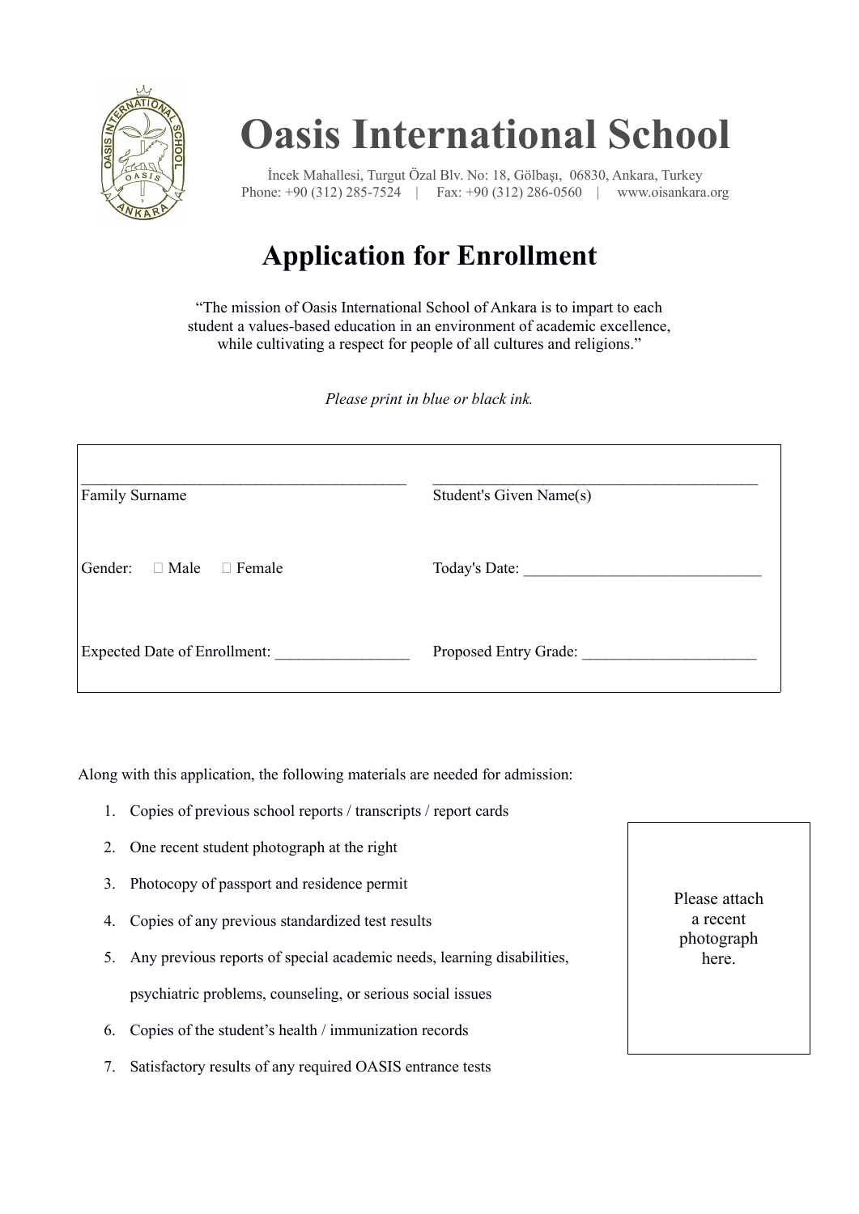# Oasis International School

İncek Mahallesi, Turgut Özal Blv. No: 18, Gölbaşı, 06830, Ankara, Turkey
Phone: +90 (312) 285-7524 | Fax: +90 (312) 286-0560 | www.oisankara.org

## Application for Enrollment

"The mission of Oasis International School of Ankara is to impart to each student a values-based education in an environment of academic excellence, while cultivating a respect for people of all cultures and religions."

*Please print in blue or black ink.*

| | |
|---|---|
| ________________________________________ Family Surname | ________________________________________ Student's Given Name(s) |
| Gender: ☐ Male ☐ Female | Today's Date: ______________________________ |
| Expected Date of Enrollment: _________________ | Proposed Entry Grade: ______________________ |

Along with this application, the following materials are needed for admission:

1. Copies of previous school reports / transcripts / report cards
2. One recent student photograph at the right
3. Photocopy of passport and residence permit
4. Copies of any previous standardized test results
5. Any previous reports of special academic needs, learning disabilities, psychiatric problems, counseling, or serious social issues
6. Copies of the student's health / immunization records
7. Satisfactory results of any required OASIS entrance tests

Please attach a recent photograph here.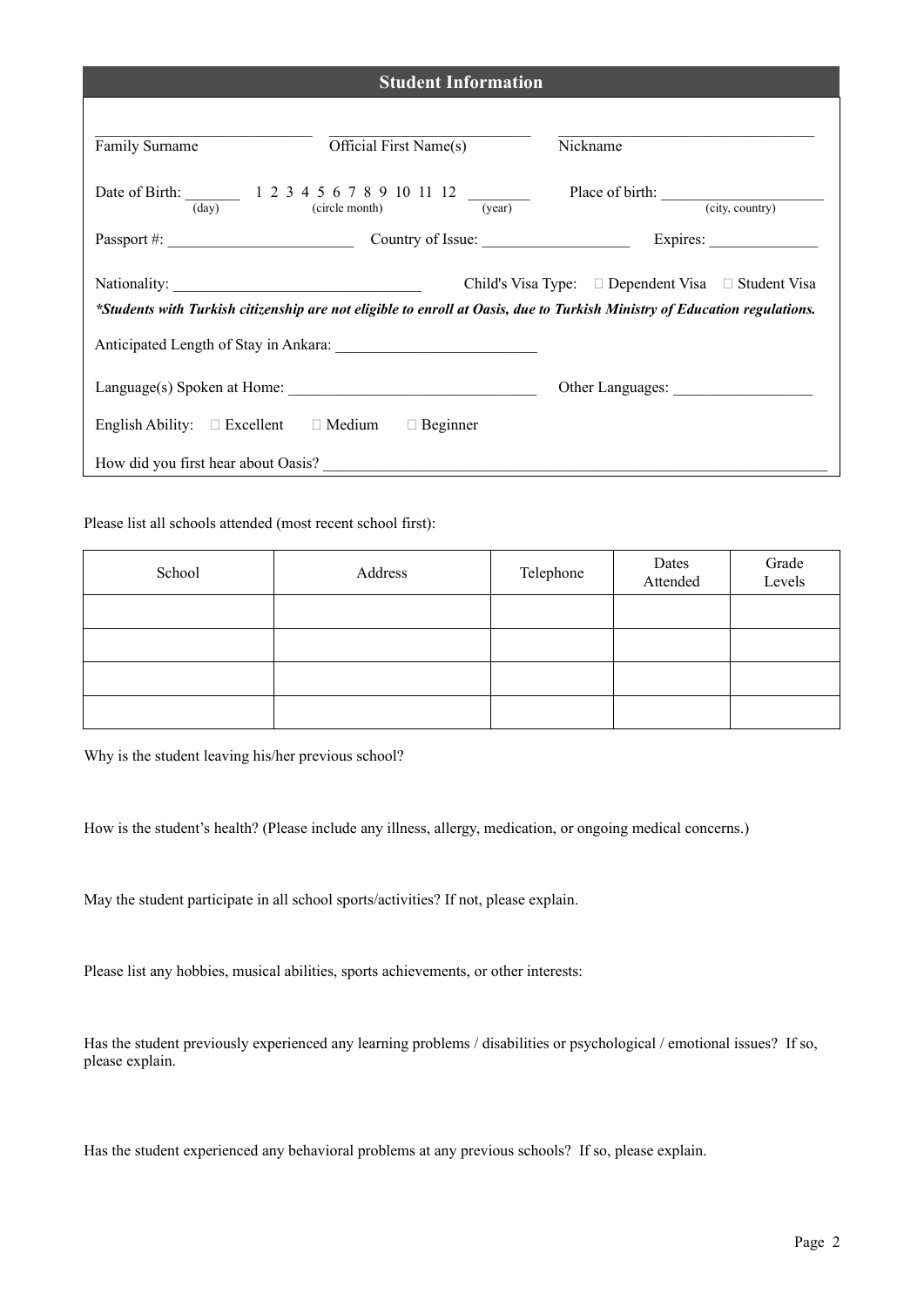## Student Information

\_\_\_\_\_\_\_\_\_\_\_\_\_\_\_\_\_\_\_\_\_\_\_\_\_\_\_\_\_\_ \_\_\_\_\_\_\_\_\_\_\_\_\_\_\_\_\_\_\_\_\_\_\_\_\_\_\_\_ \_\_\_\_\_\_\_\_\_\_\_\_\_\_\_\_\_\_\_\_\_\_\_\_\_\_\_\_\_\_\_\_\_\_\_\_

Family Surname    Official First Name(s)    Nickname

Date of Birth: _______ (day)   1 2 3 4 5 6 7 8 9 10 11 12 (circle month)   ________ (year)    Place of birth: _____________________ (city, country)

Passport #: ________________________   Country of Issue: ___________________   Expires: ______________

Nationality: ________________________________   Child's Visa Type: ☐ Dependent Visa ☐ Student Visa

***Students with Turkish citizenship are not eligible to enroll at Oasis, due to Turkish Ministry of Education regulations.***

Anticipated Length of Stay in Ankara: __________________________

Language(s) Spoken at Home: ________________________________   Other Languages: __________________

English Ability: ☐ Excellent ☐ Medium ☐ Beginner

How did you first hear about Oasis? _________________________________________________________________

Please list all schools attended (most recent school first):

| School | Address | Telephone | Dates Attended | Grade Levels |
|---|---|---|---|---|
| | | | | |
| | | | | |
| | | | | |
| | | | | |

Why is the student leaving his/her previous school?

How is the student's health? (Please include any illness, allergy, medication, or ongoing medical concerns.)

May the student participate in all school sports/activities? If not, please explain.

Please list any hobbies, musical abilities, sports achievements, or other interests:

Has the student previously experienced any learning problems / disabilities or psychological / emotional issues? If so, please explain.

Has the student experienced any behavioral problems at any previous schools? If so, please explain.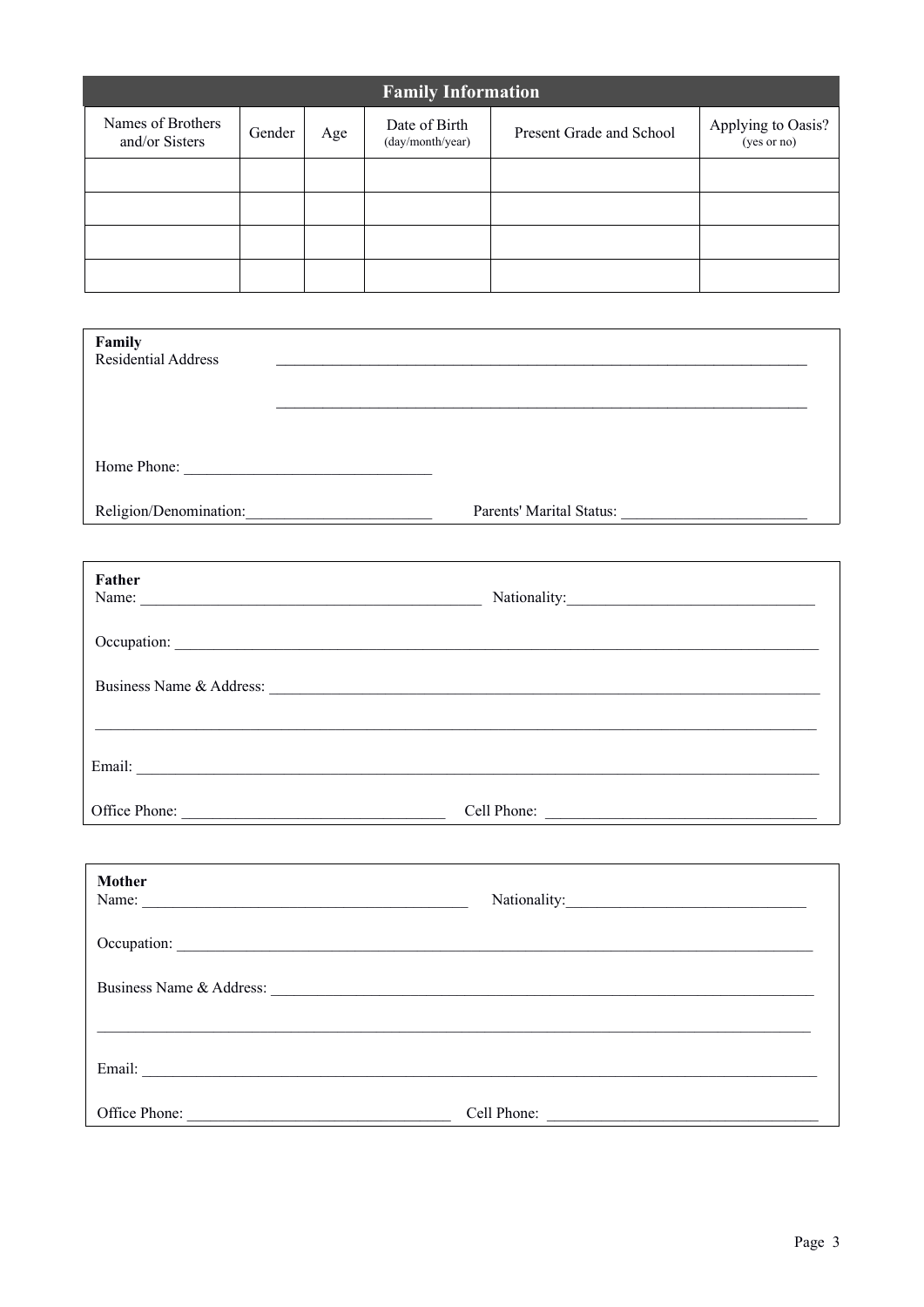## Family Information

| Names of Brothers and/or Sisters | Gender | Age | Date of Birth (day/month/year) | Present Grade and School | Applying to Oasis? (yes or no) |
|---|---|---|---|---|---|
| | | | | | |
| | | | | | |
| | | | | | |
| | | | | | |

**Family**

Residential Address ______________________________________________________________________

______________________________________________________________________

Home Phone: ______________________________

Religion/Denomination: ________________________ Parents' Marital Status: ________________________

**Father**

Name: ____________________________________________ Nationality: ________________________________

Occupation: ____________________________________________________________________________________

Business Name & Address: ______________________________________________________________________

________________________________________________________________________________________________

Email: _________________________________________________________________________________________

Office Phone: __________________________________ Cell Phone: __________________________________

**Mother**

Name: ____________________________________________ Nationality: ________________________________

Occupation: ____________________________________________________________________________________

Business Name & Address: ______________________________________________________________________

________________________________________________________________________________________________

Email: _________________________________________________________________________________________

Office Phone: __________________________________ Cell Phone: __________________________________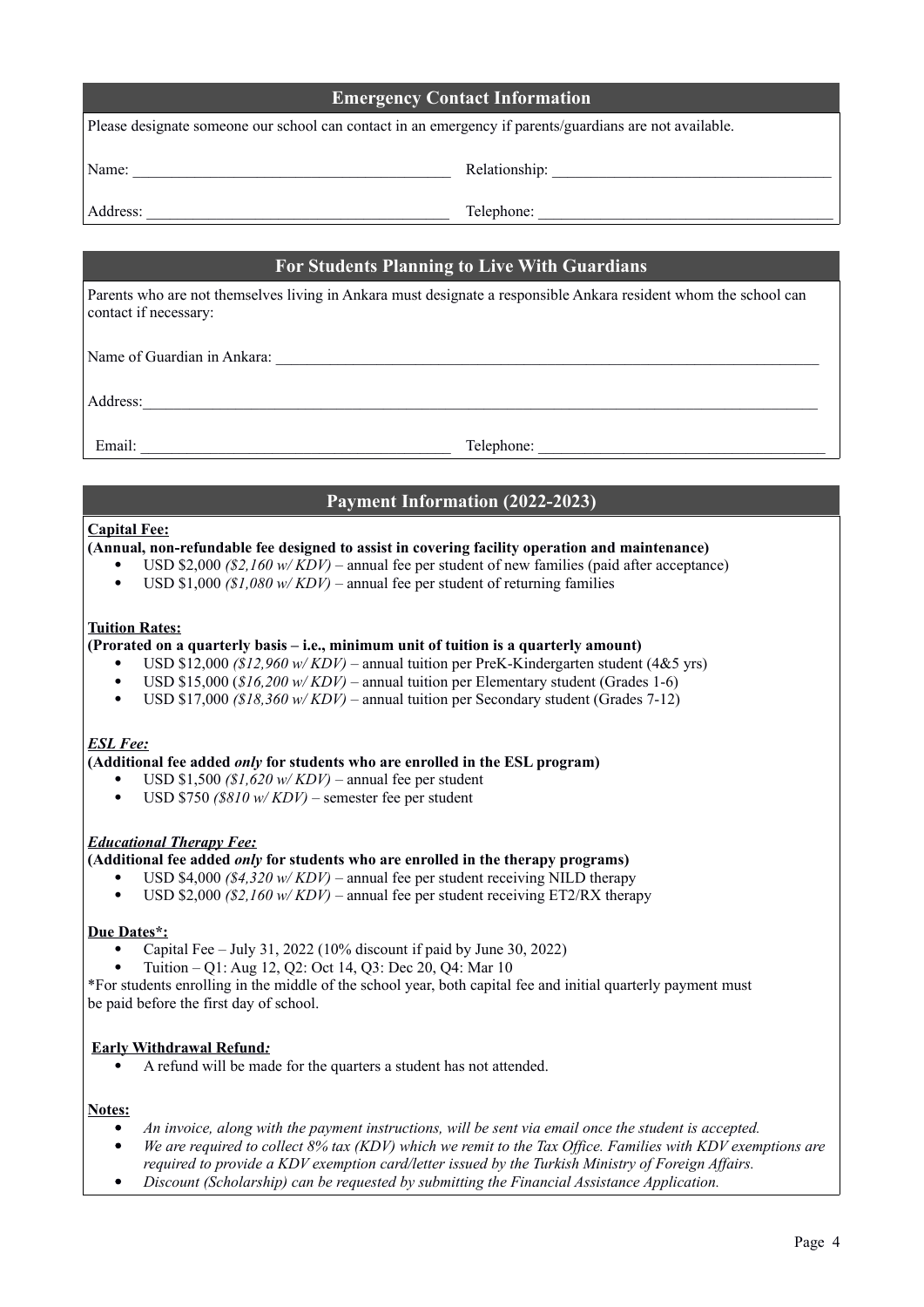## Emergency Contact Information

Please designate someone our school can contact in an emergency if parents/guardians are not available.

Name: ________________________________________ Relationship: ___________________________________

Address: ______________________________________ Telephone: ______________________________________

## For Students Planning to Live With Guardians

Parents who are not themselves living in Ankara must designate a responsible Ankara resident whom the school can contact if necessary:

Name of Guardian in Ankara: ____________________________________________________________________________

Address:_______________________________________________________________________________________________

Email: ________________________________________ Telephone: ______________________________________

## Payment Information (2022-2023)

**Capital Fee:**

**(Annual, non-refundable fee designed to assist in covering facility operation and maintenance)**

- USD $2,000 *($2,160 w/ KDV)* – annual fee per student of new families (paid after acceptance)
- USD $1,000 *($1,080 w/ KDV)* – annual fee per student of returning families

**Tuition Rates:**

**(Prorated on a quarterly basis – i.e., minimum unit of tuition is a quarterly amount)**

- USD $12,000 *($12,960 w/ KDV)* – annual tuition per PreK-Kindergarten student (4&5 yrs)
- USD $15,000 (*$16,200 w/ KDV)* – annual tuition per Elementary student (Grades 1-6)
- USD $17,000 *($18,360 w/ KDV)* – annual tuition per Secondary student (Grades 7-12)

***ESL Fee:***

**(Additional fee added *only* for students who are enrolled in the ESL program)**

- USD $1,500 *($1,620 w/ KDV)* – annual fee per student
- USD $750 *($810 w/ KDV)* – semester fee per student

***Educational Therapy Fee:***

**(Additional fee added *only* for students who are enrolled in the therapy programs)**

- USD $4,000 *($4,320 w/ KDV)* – annual fee per student receiving NILD therapy
- USD $2,000 *($2,160 w/ KDV)* – annual fee per student receiving ET2/RX therapy

**Due Dates*:**

- Capital Fee – July 31, 2022 (10% discount if paid by June 30, 2022)
- Tuition – Q1: Aug 12, Q2: Oct 14, Q3: Dec 20, Q4: Mar 10

*For students enrolling in the middle of the school year, both capital fee and initial quarterly payment must be paid before the first day of school.

**Early Withdrawal Refund*:***

- A refund will be made for the quarters a student has not attended.

**Notes:**

- *An invoice, along with the payment instructions, will be sent via email once the student is accepted.*
- *We are required to collect 8% tax (KDV) which we remit to the Tax Office. Families with KDV exemptions are required to provide a KDV exemption card/letter issued by the Turkish Ministry of Foreign Affairs.*
- *Discount (Scholarship) can be requested by submitting the Financial Assistance Application.*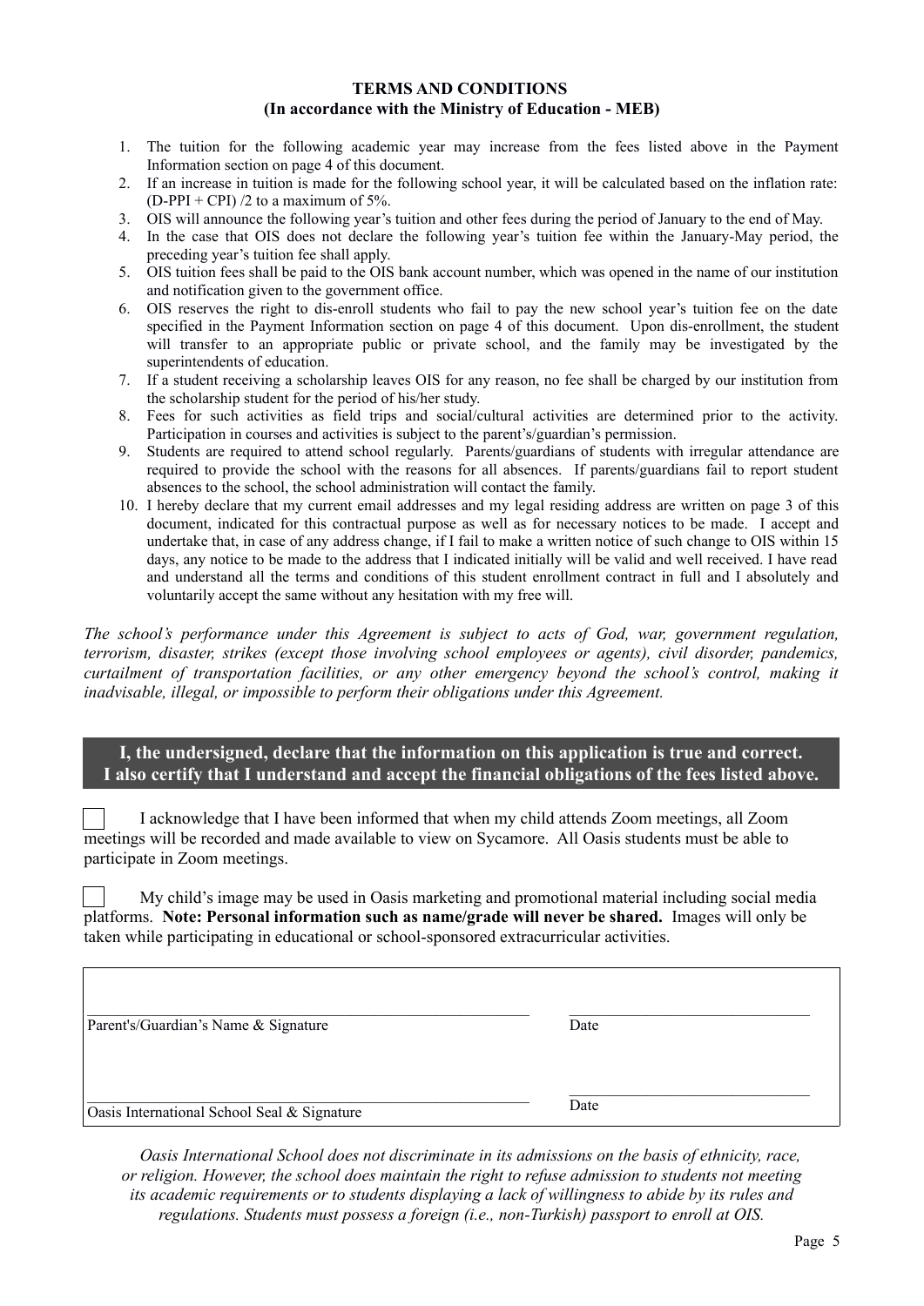**TERMS AND CONDITIONS**
**(In accordance with the Ministry of Education - MEB)**

1. The tuition for the following academic year may increase from the fees listed above in the Payment Information section on page 4 of this document.
2. If an increase in tuition is made for the following school year, it will be calculated based on the inflation rate: (D-PPI + CPI) /2 to a maximum of 5%.
3. OIS will announce the following year's tuition and other fees during the period of January to the end of May.
4. In the case that OIS does not declare the following year's tuition fee within the January-May period, the preceding year's tuition fee shall apply.
5. OIS tuition fees shall be paid to the OIS bank account number, which was opened in the name of our institution and notification given to the government office.
6. OIS reserves the right to dis-enroll students who fail to pay the new school year's tuition fee on the date specified in the Payment Information section on page 4 of this document. Upon dis-enrollment, the student will transfer to an appropriate public or private school, and the family may be investigated by the superintendents of education.
7. If a student receiving a scholarship leaves OIS for any reason, no fee shall be charged by our institution from the scholarship student for the period of his/her study.
8. Fees for such activities as field trips and social/cultural activities are determined prior to the activity. Participation in courses and activities is subject to the parent's/guardian's permission.
9. Students are required to attend school regularly. Parents/guardians of students with irregular attendance are required to provide the school with the reasons for all absences. If parents/guardians fail to report student absences to the school, the school administration will contact the family.
10. I hereby declare that my current email addresses and my legal residing address are written on page 3 of this document, indicated for this contractual purpose as well as for necessary notices to be made. I accept and undertake that, in case of any address change, if I fail to make a written notice of such change to OIS within 15 days, any notice to be made to the address that I indicated initially will be valid and well received. I have read and understand all the terms and conditions of this student enrollment contract in full and I absolutely and voluntarily accept the same without any hesitation with my free will.

*The school's performance under this Agreement is subject to acts of God, war, government regulation, terrorism, disaster, strikes (except those involving school employees or agents), civil disorder, pandemics, curtailment of transportation facilities, or any other emergency beyond the school's control, making it inadvisable, illegal, or impossible to perform their obligations under this Agreement.*

**I, the undersigned, declare that the information on this application is true and correct.**
**I also certify that I understand and accept the financial obligations of the fees listed above.**

☐ I acknowledge that I have been informed that when my child attends Zoom meetings, all Zoom meetings will be recorded and made available to view on Sycamore. All Oasis students must be able to participate in Zoom meetings.

☐ My child's image may be used in Oasis marketing and promotional material including social media platforms. **Note: Personal information such as name/grade will never be shared.** Images will only be taken while participating in educational or school-sponsored extracurricular activities.

| | |
|---|---|
| \_\_\_\_\_\_\_\_\_\_\_\_\_\_\_\_\_\_\_\_\_\_\_\_\_\_\_\_\_\_ Parent's/Guardian's Name & Signature | \_\_\_\_\_\_\_\_\_\_\_\_\_\_\_\_\_\_\_\_ Date |
| \_\_\_\_\_\_\_\_\_\_\_\_\_\_\_\_\_\_\_\_\_\_\_\_\_\_\_\_\_\_ Oasis International School Seal & Signature | \_\_\_\_\_\_\_\_\_\_\_\_\_\_\_\_\_\_\_\_ Date |

*Oasis International School does not discriminate in its admissions on the basis of ethnicity, race, or religion. However, the school does maintain the right to refuse admission to students not meeting its academic requirements or to students displaying a lack of willingness to abide by its rules and regulations. Students must possess a foreign (i.e., non-Turkish) passport to enroll at OIS.*